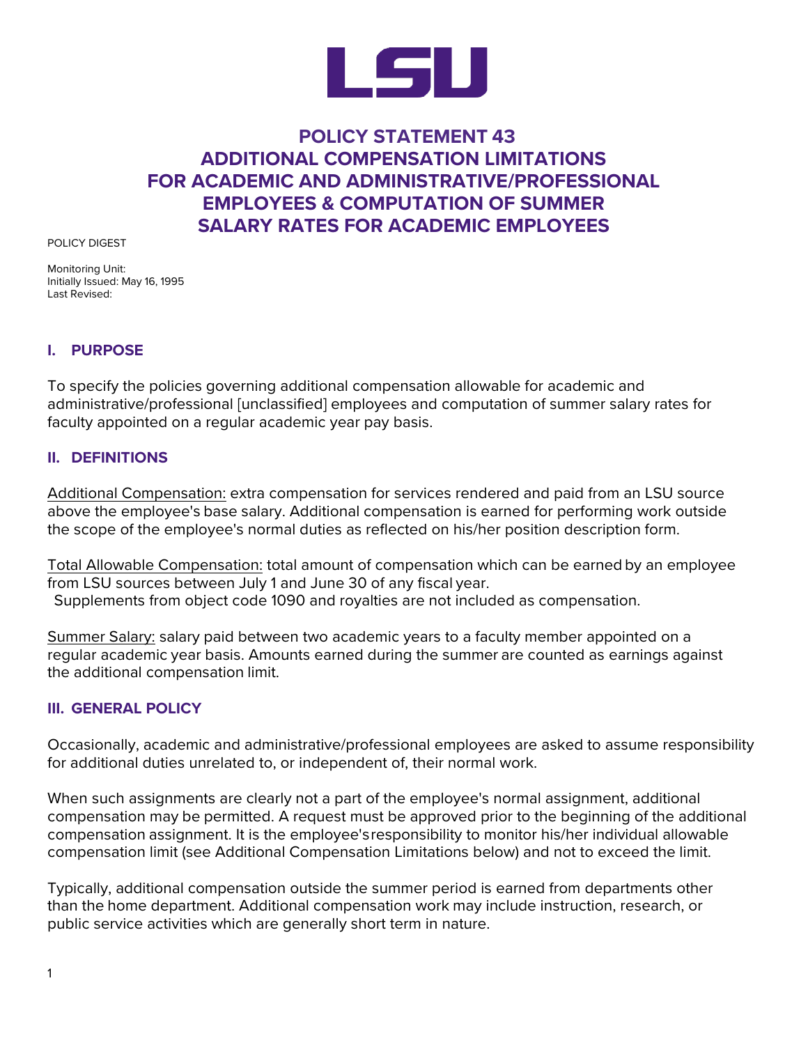# POLICY STATEMENT 43 ADDITIONAL COMPENSATION LIMITATIONS FOR ACADEMIC AND ADMINISTRATIVE/PROFESSIONAL EMPLOYEES & COMPUTATION OF SUMMER SALARY RATES FOR ACADEMIC EMPLOYEES

POLICY DIGEST

Monitoring Unit:
Initially Issued: May 16, 1995
Last Revised:

## I. PURPOSE

To specify the policies governing additional compensation allowable for academic and administrative/professional [unclassified] employees and computation of summer salary rates for faculty appointed on a regular academic year pay basis.

## II. DEFINITIONS

Additional Compensation: extra compensation for services rendered and paid from an LSU source above the employee's base salary. Additional compensation is earned for performing work outside the scope of the employee's normal duties as reflected on his/her position description form.

Total Allowable Compensation: total amount of compensation which can be earned by an employee from LSU sources between July 1 and June 30 of any fiscal year.
Supplements from object code 1090 and royalties are not included as compensation.

Summer Salary: salary paid between two academic years to a faculty member appointed on a regular academic year basis. Amounts earned during the summer are counted as earnings against the additional compensation limit.

## III. GENERAL POLICY

Occasionally, academic and administrative/professional employees are asked to assume responsibility for additional duties unrelated to, or independent of, their normal work.

When such assignments are clearly not a part of the employee's normal assignment, additional compensation may be permitted. A request must be approved prior to the beginning of the additional compensation assignment. It is the employee's responsibility to monitor his/her individual allowable compensation limit (see Additional Compensation Limitations below) and not to exceed the limit.

Typically, additional compensation outside the summer period is earned from departments other than the home department. Additional compensation work may include instruction, research, or public service activities which are generally short term in nature.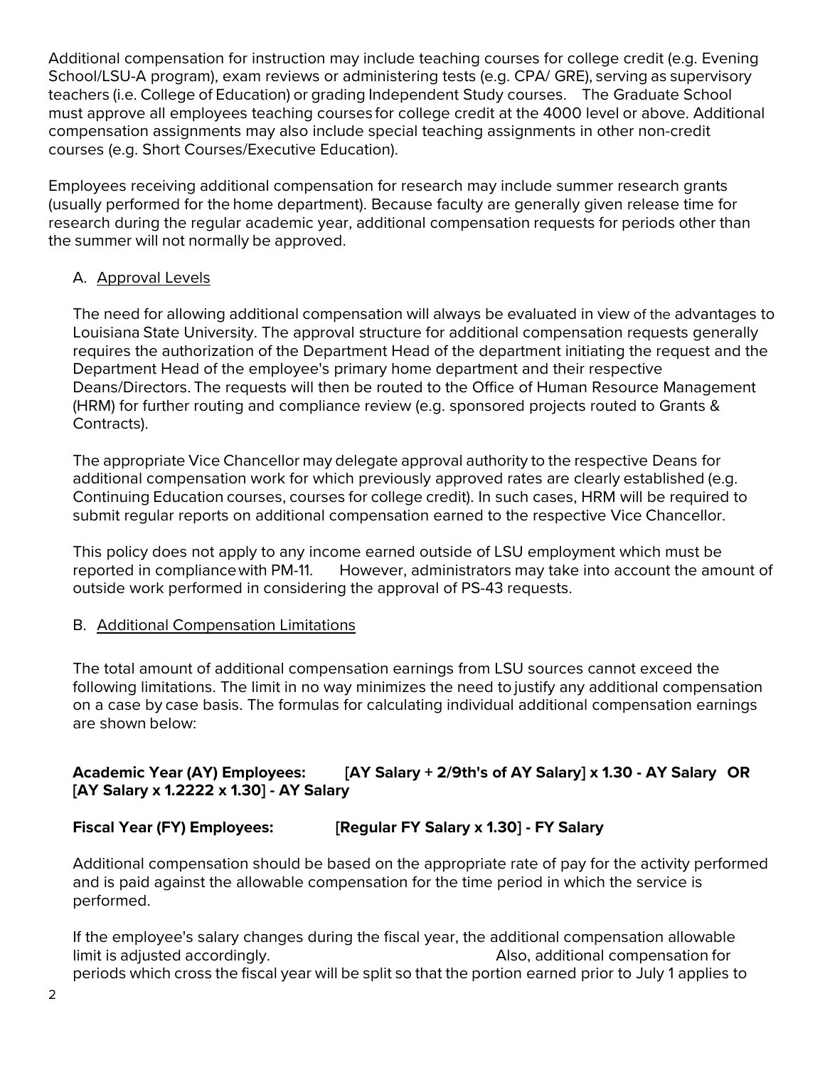Additional compensation for instruction may include teaching courses for college credit (e.g. Evening School/LSU-A program), exam reviews or administering tests (e.g. CPA/ GRE), serving as supervisory teachers (i.e. College of Education) or grading Independent Study courses. The Graduate School must approve all employees teaching courses for college credit at the 4000 level or above. Additional compensation assignments may also include special teaching assignments in other non-credit courses (e.g. Short Courses/Executive Education).

Employees receiving additional compensation for research may include summer research grants (usually performed for the home department). Because faculty are generally given release time for research during the regular academic year, additional compensation requests for periods other than the summer will not normally be approved.

A. Approval Levels

The need for allowing additional compensation will always be evaluated in view of the advantages to Louisiana State University. The approval structure for additional compensation requests generally requires the authorization of the Department Head of the department initiating the request and the Department Head of the employee's primary home department and their respective Deans/Directors. The requests will then be routed to the Office of Human Resource Management (HRM) for further routing and compliance review (e.g. sponsored projects routed to Grants & Contracts).

The appropriate Vice Chancellor may delegate approval authority to the respective Deans for additional compensation work for which previously approved rates are clearly established (e.g. Continuing Education courses, courses for college credit). In such cases, HRM will be required to submit regular reports on additional compensation earned to the respective Vice Chancellor.

This policy does not apply to any income earned outside of LSU employment which must be reported in compliance with PM-11. However, administrators may take into account the amount of outside work performed in considering the approval of PS-43 requests.

B. Additional Compensation Limitations

The total amount of additional compensation earnings from LSU sources cannot exceed the following limitations. The limit in no way minimizes the need to justify any additional compensation on a case by case basis. The formulas for calculating individual additional compensation earnings are shown below:

**Academic Year (AY) Employees: [AY Salary + 2/9th's of AY Salary] x 1.30 - AY Salary OR [AY Salary x 1.2222 x 1.30] - AY Salary**

**Fiscal Year (FY) Employees: [Regular FY Salary x 1.30] - FY Salary**

Additional compensation should be based on the appropriate rate of pay for the activity performed and is paid against the allowable compensation for the time period in which the service is performed.

If the employee's salary changes during the fiscal year, the additional compensation allowable limit is adjusted accordingly. Also, additional compensation for periods which cross the fiscal year will be split so that the portion earned prior to July 1 applies to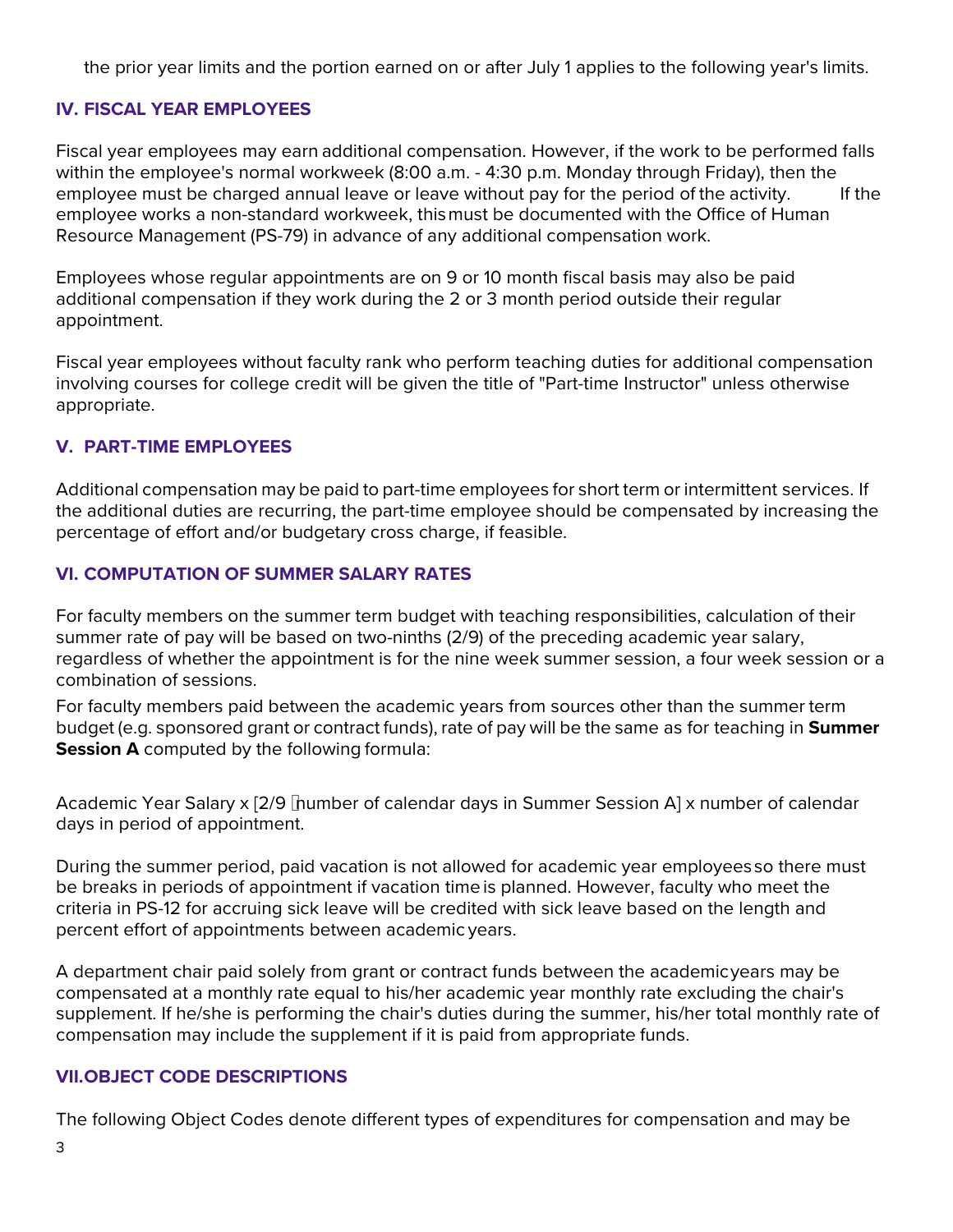the prior year limits and the portion earned on or after July 1 applies to the following year's limits.

## IV. FISCAL YEAR EMPLOYEES

Fiscal year employees may earn additional compensation. However, if the work to be performed falls within the employee's normal workweek (8:00 a.m. - 4:30 p.m. Monday through Friday), then the employee must be charged annual leave or leave without pay for the period of the activity. If the employee works a non-standard workweek, this must be documented with the Office of Human Resource Management (PS-79) in advance of any additional compensation work.

Employees whose regular appointments are on 9 or 10 month fiscal basis may also be paid additional compensation if they work during the 2 or 3 month period outside their regular appointment.

Fiscal year employees without faculty rank who perform teaching duties for additional compensation involving courses for college credit will be given the title of "Part-time Instructor" unless otherwise appropriate.

## V. PART-TIME EMPLOYEES

Additional compensation may be paid to part-time employees for short term or intermittent services. If the additional duties are recurring, the part-time employee should be compensated by increasing the percentage of effort and/or budgetary cross charge, if feasible.

## VI. COMPUTATION OF SUMMER SALARY RATES

For faculty members on the summer term budget with teaching responsibilities, calculation of their summer rate of pay will be based on two-ninths (2/9) of the preceding academic year salary, regardless of whether the appointment is for the nine week summer session, a four week session or a combination of sessions.

For faculty members paid between the academic years from sources other than the summer term budget (e.g. sponsored grant or contract funds), rate of pay will be the same as for teaching in **Summer Session A** computed by the following formula:

Academic Year Salary x [2/9 ÷ number of calendar days in Summer Session A] x number of calendar days in period of appointment.

During the summer period, paid vacation is not allowed for academic year employees so there must be breaks in periods of appointment if vacation time is planned. However, faculty who meet the criteria in PS-12 for accruing sick leave will be credited with sick leave based on the length and percent effort of appointments between academic years.

A department chair paid solely from grant or contract funds between the academic years may be compensated at a monthly rate equal to his/her academic year monthly rate excluding the chair's supplement. If he/she is performing the chair's duties during the summer, his/her total monthly rate of compensation may include the supplement if it is paid from appropriate funds.

## VII. OBJECT CODE DESCRIPTIONS

The following Object Codes denote different types of expenditures for compensation and may be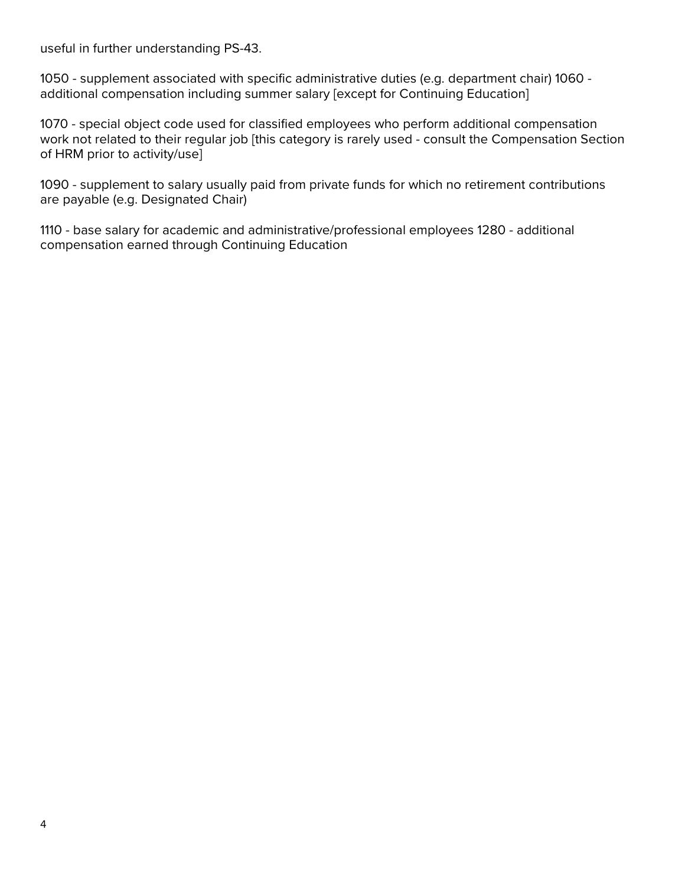useful in further understanding PS-43.

1050 - supplement associated with specific administrative duties (e.g. department chair) 1060 - additional compensation including summer salary [except for Continuing Education]

1070 - special object code used for classified employees who perform additional compensation work not related to their regular job [this category is rarely used - consult the Compensation Section of HRM prior to activity/use]

1090 - supplement to salary usually paid from private funds for which no retirement contributions are payable (e.g. Designated Chair)

1110 - base salary for academic and administrative/professional employees 1280 - additional compensation earned through Continuing Education